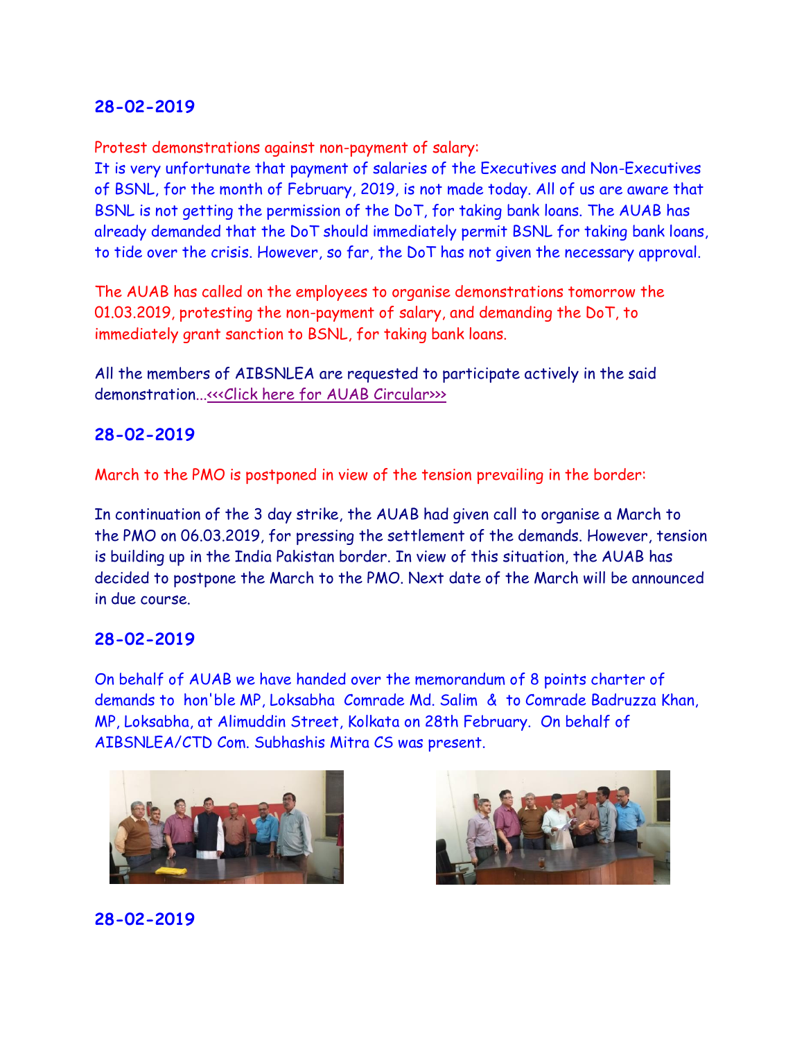## 28-02-2019

Protest demonstrations against non-payment of salary:

It is very unfortunate that payment of salaries of the Executives and Non-Executives of BSNL, for the month of February, 2019, is not made today. All of us are aware that BSNL is not getting the permission of the DoT, for taking bank loans. The AUAB has already demanded that the DoT should immediately permit BSNL for taking bank loans, to tide over the crisis. However, so far, the DoT has not given the necessary approval.

The AUAB has called on the employees to organise demonstrations tomorrow the 01.03.2019, protesting the non-payment of salary, and demanding the DoT, to immediately grant sanction to BSNL, for taking bank loans.

All the members of AIBSNLEA are requested to participate actively in the said demonstration...<<<Click here for AUAB Circular>>>

## 28-02-2019

March to the PMO is postponed in view of the tension prevailing in the border:

In continuation of the 3 day strike, the AUAB had given call to organise a March to the PMO on 06.03.2019, for pressing the settlement of the demands. However, tension is building up in the India Pakistan border. In view of this situation, the AUAB has decided to postpone the March to the PMO. Next date of the March will be announced in due course.

## 28-02-2019

On behalf of AUAB we have handed over the memorandum of 8 points charter of demands to hon'ble MP, Loksabha Comrade Md. Salim & to Comrade Badruzza Khan, MP, Loksabha, at Alimuddin Street, Kolkata on 28th February. On behalf of AIBSNLEA/CTD Com. Subhashis Mitra CS was present.

## 28-02-2019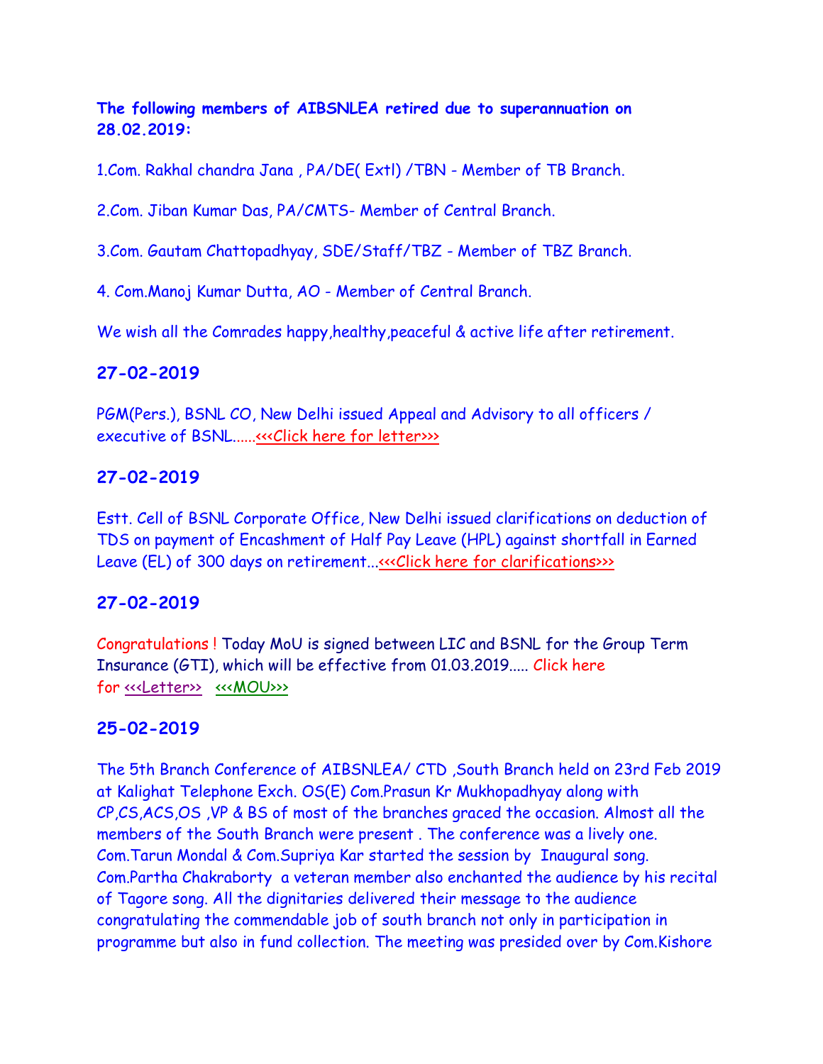**The following members of AIBSNLEA retired due to superannuation on 28.02.2019:**

1.Com. Rakhal chandra Jana , PA/DE( Extl) /TBN - Member of TB Branch.

2.Com. Jiban Kumar Das, PA/CMTS- Member of Central Branch.

3.Com. Gautam Chattopadhyay, SDE/Staff/TBZ - Member of TBZ Branch.

4. Com.Manoj Kumar Dutta, AO - Member of Central Branch.

We wish all the Comrades happy,healthy,peaceful & active life after retirement.

## 27-02-2019

PGM(Pers.), BSNL CO, New Delhi issued Appeal and Advisory to all officers / executive of BSNL......<<<Click here for letter>>>

## 27-02-2019

Estt. Cell of BSNL Corporate Office, New Delhi issued clarifications on deduction of TDS on payment of Encashment of Half Pay Leave (HPL) against shortfall in Earned Leave (EL) of 300 days on retirement...<<<Click here for clarifications>>>

## 27-02-2019

Congratulations ! Today MoU is signed between LIC and BSNL for the Group Term Insurance (GTI), which will be effective from 01.03.2019..... Click here for <<<Letter>> <<<MOU>>>

## 25-02-2019

The 5th Branch Conference of AIBSNLEA/ CTD ,South Branch held on 23rd Feb 2019 at Kalighat Telephone Exch. OS(E) Com.Prasun Kr Mukhopadhyay along with CP,CS,ACS,OS ,VP & BS of most of the branches graced the occasion. Almost all the members of the South Branch were present . The conference was a lively one. Com.Tarun Mondal & Com.Supriya Kar started the session by Inaugural song. Com.Partha Chakraborty a veteran member also enchanted the audience by his recital of Tagore song. All the dignitaries delivered their message to the audience congratulating the commendable job of south branch not only in participation in programme but also in fund collection. The meeting was presided over by Com.Kishore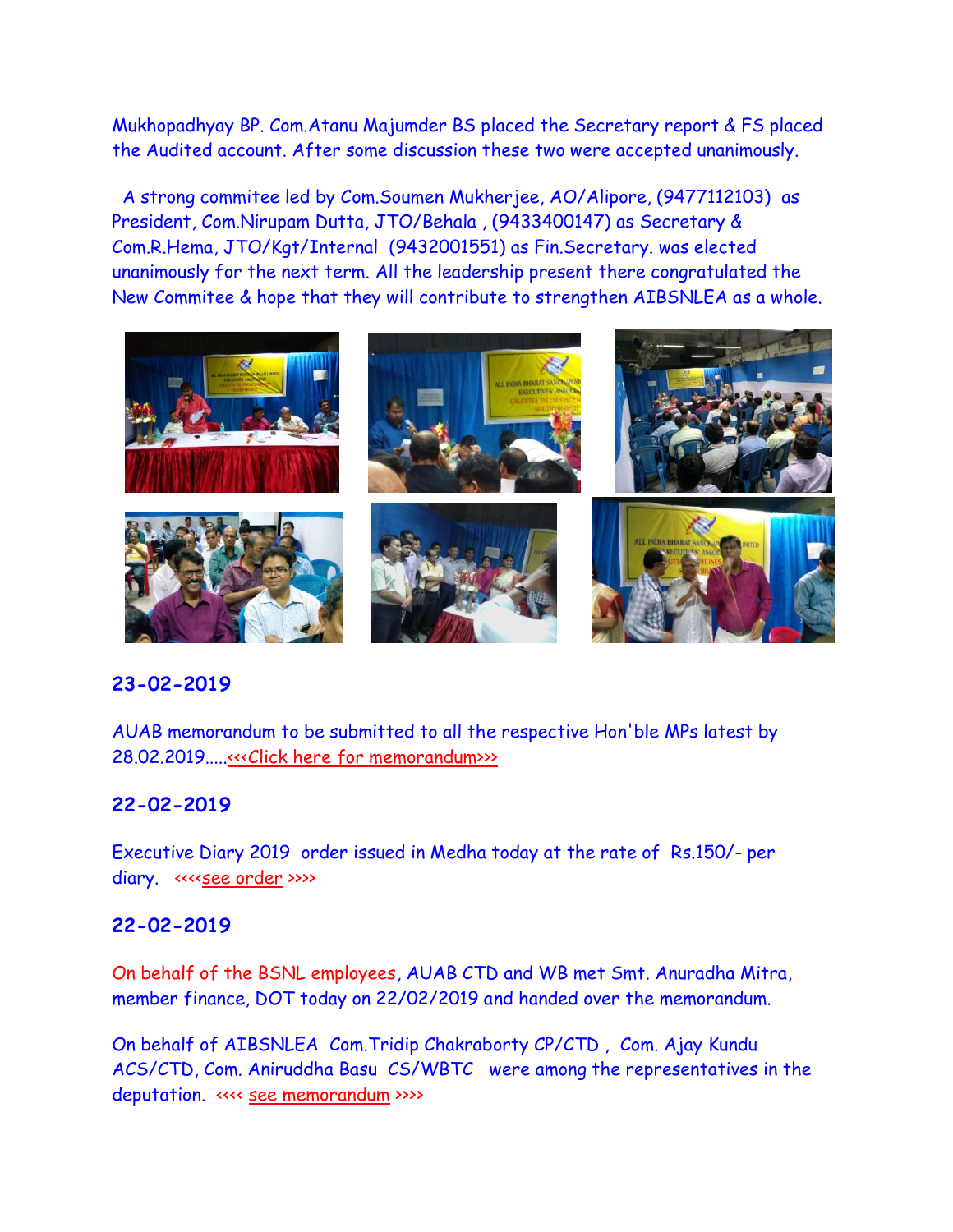Mukhopadhyay BP. Com.Atanu Majumder BS placed the Secretary report & FS placed the Audited account. After some discussion these two were accepted unanimously.

A strong commitee led by Com.Soumen Mukherjee, AO/Alipore, (9477112103) as President, Com.Nirupam Dutta, JTO/Behala , (9433400147) as Secretary & Com.R.Hema, JTO/Kgt/Internal (9432001551) as Fin.Secretary. was elected unanimously for the next term. All the leadership present there congratulated the New Commitee & hope that they will contribute to strenghten AIBSNLEA as a whole.

## 23-02-2019

AUAB memorandum to be submitted to all the respective Hon'ble MPs latest by 28.02.2019.....<<<Click here for memorandum>>>

## 22-02-2019

Executive Diary 2019 order issued in Medha today at the rate of Rs.150/- per diary. <<<<see order >>>>

## 22-02-2019

On behalf of the BSNL employees, AUAB CTD and WB met Smt. Anuradha Mitra, member finance, DOT today on 22/02/2019 and handed over the memorandum.

On behalf of AIBSNLEA Com.Tridip Chakraborty CP/CTD , Com. Ajay Kundu ACS/CTD, Com. Aniruddha Basu CS/WBTC were among the representatives in the deputation. <<<< see memorandum >>>>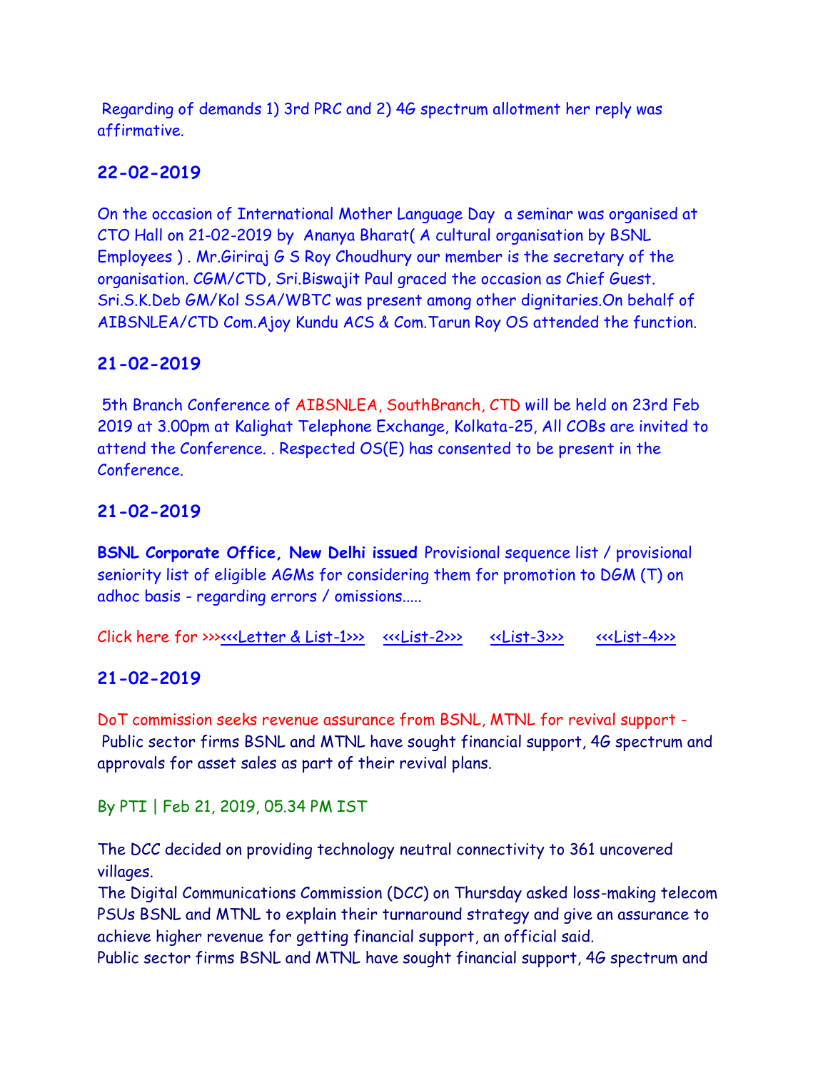Regarding of demands 1) 3rd PRC and 2) 4G spectrum allotment her reply was affirmative.

### 22-02-2019

On the occasion of International Mother Language Day a seminar was organised at CTO Hall on 21-02-2019 by Ananya Bharat( A cultural organisation by BSNL Employees ) . Mr.Giriraj G S Roy Choudhury our member is the secretary of the organisation. CGM/CTD, Sri.Biswajit Paul graced the occasion as Chief Guest. Sri.S.K.Deb GM/Kol SSA/WBTC was present among other dignitaries.On behalf of AIBSNLEA/CTD Com.Ajoy Kundu ACS & Com.Tarun Roy OS attended the function.

### 21-02-2019

5th Branch Conference of AIBSNLEA, SouthBranch, CTD will be held on 23rd Feb 2019 at 3.00pm at Kalighat Telephone Exchange, Kolkata-25, All COBs are invited to attend the Conference. . Respected OS(E) has consented to be present in the Conference.

### 21-02-2019

**BSNL Corporate Office, New Delhi issued** Provisional sequence list / provisional seniority list of eligible AGMs for considering them for promotion to DGM (T) on adhoc basis - regarding errors / omissions.....

Click here for >>><<<Letter & List-1>>> <<<List-2>>> <<List-3>>> <<<List-4>>>

### 21-02-2019

DoT commission seeks revenue assurance from BSNL, MTNL for revival support - Public sector firms BSNL and MTNL have sought financial support, 4G spectrum and approvals for asset sales as part of their revival plans.

By PTI | Feb 21, 2019, 05.34 PM IST

The DCC decided on providing technology neutral connectivity to 361 uncovered villages.
The Digital Communications Commission (DCC) on Thursday asked loss-making telecom PSUs BSNL and MTNL to explain their turnaround strategy and give an assurance to achieve higher revenue for getting financial support, an official said.
Public sector firms BSNL and MTNL have sought financial support, 4G spectrum and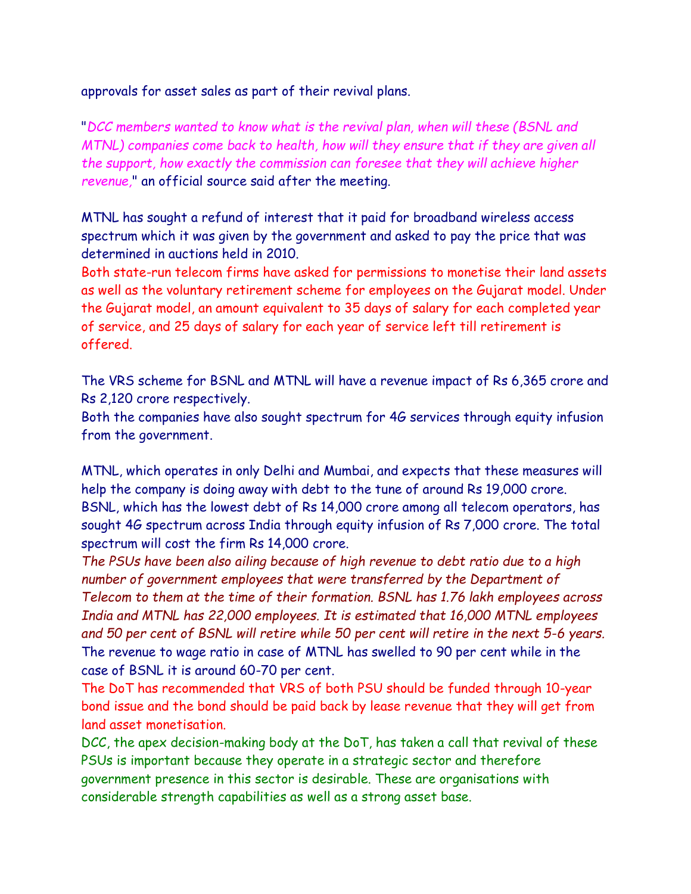approvals for asset sales as part of their revival plans.

"*DCC members wanted to know what is the revival plan, when will these (BSNL and MTNL) companies come back to health, how will they ensure that if they are given all the support, how exactly the commission can foresee that they will achieve higher revenue,*" an official source said after the meeting.

MTNL has sought a refund of interest that it paid for broadband wireless access spectrum which it was given by the government and asked to pay the price that was determined in auctions held in 2010.

Both state-run telecom firms have asked for permissions to monetise their land assets as well as the voluntary retirement scheme for employees on the Gujarat model. Under the Gujarat model, an amount equivalent to 35 days of salary for each completed year of service, and 25 days of salary for each year of service left till retirement is offered.

The VRS scheme for BSNL and MTNL will have a revenue impact of Rs 6,365 crore and Rs 2,120 crore respectively.

Both the companies have also sought spectrum for 4G services through equity infusion from the government.

MTNL, which operates in only Delhi and Mumbai, and expects that these measures will help the company is doing away with debt to the tune of around Rs 19,000 crore.

BSNL, which has the lowest debt of Rs 14,000 crore among all telecom operators, has sought 4G spectrum across India through equity infusion of Rs 7,000 crore. The total spectrum will cost the firm Rs 14,000 crore.

*The PSUs have been also ailing because of high revenue to debt ratio due to a high number of government employees that were transferred by the Department of Telecom to them at the time of their formation. BSNL has 1.76 lakh employees across India and MTNL has 22,000 employees. It is estimated that 16,000 MTNL employees and 50 per cent of BSNL will retire while 50 per cent will retire in the next 5-6 years.*

The revenue to wage ratio in case of MTNL has swelled to 90 per cent while in the case of BSNL it is around 60-70 per cent.

The DoT has recommended that VRS of both PSU should be funded through 10-year bond issue and the bond should be paid back by lease revenue that they will get from land asset monetisation.

DCC, the apex decision-making body at the DoT, has taken a call that revival of these PSUs is important because they operate in a strategic sector and therefore government presence in this sector is desirable. These are organisations with considerable strength capabilities as well as a strong asset base.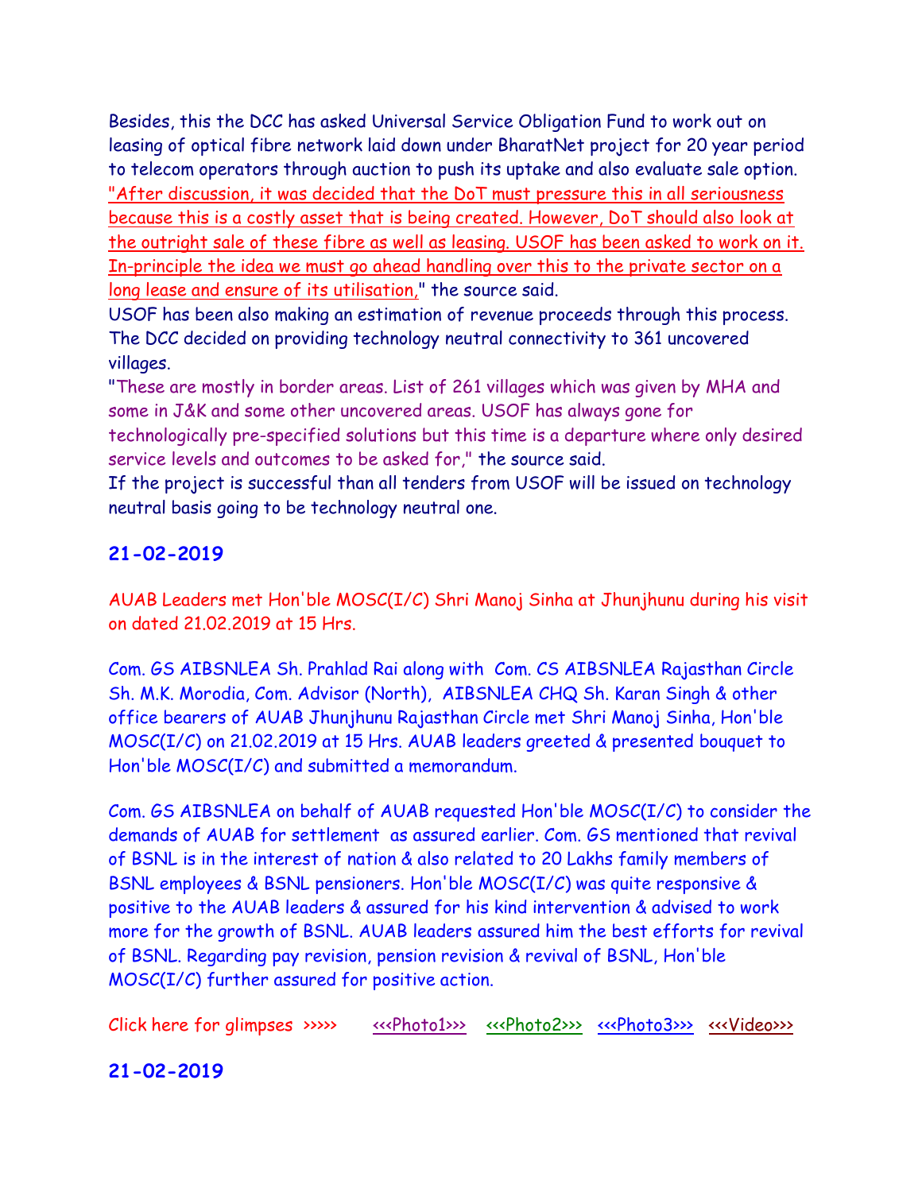Besides, this the DCC has asked Universal Service Obligation Fund to work out on leasing of optical fibre network laid down under BharatNet project for 20 year period to telecom operators through auction to push its uptake and also evaluate sale option. "After discussion, it was decided that the DoT must pressure this in all seriousness because this is a costly asset that is being created. However, DoT should also look at the outright sale of these fibre as well as leasing. USOF has been asked to work on it. In-principle the idea we must go ahead handling over this to the private sector on a long lease and ensure of its utilisation," the source said.

USOF has been also making an estimation of revenue proceeds through this process. The DCC decided on providing technology neutral connectivity to 361 uncovered villages.

"These are mostly in border areas. List of 261 villages which was given by MHA and some in J&K and some other uncovered areas. USOF has always gone for technologically pre-specified solutions but this time is a departure where only desired service levels and outcomes to be asked for," the source said.

If the project is successful than all tenders from USOF will be issued on technology neutral basis going to be technology neutral one.

## 21-02-2019

AUAB Leaders met Hon'ble MOSC(I/C) Shri Manoj Sinha at Jhunjhunu during his visit on dated 21.02.2019 at 15 Hrs.

Com. GS AIBSNLEA Sh. Prahlad Rai along with Com. CS AIBSNLEA Rajasthan Circle Sh. M.K. Morodia, Com. Advisor (North), AIBSNLEA CHQ Sh. Karan Singh & other office bearers of AUAB Jhunjhunu Rajasthan Circle met Shri Manoj Sinha, Hon'ble MOSC(I/C) on 21.02.2019 at 15 Hrs. AUAB leaders greeted & presented bouquet to Hon'ble MOSC(I/C) and submitted a memorandum.

Com. GS AIBSNLEA on behalf of AUAB requested Hon'ble MOSC(I/C) to consider the demands of AUAB for settlement as assured earlier. Com. GS mentioned that revival of BSNL is in the interest of nation & also related to 20 Lakhs family members of BSNL employees & BSNL pensioners. Hon'ble MOSC(I/C) was quite responsive & positive to the AUAB leaders & assured for his kind intervention & advised to work more for the growth of BSNL. AUAB leaders assured him the best efforts for revival of BSNL. Regarding pay revision, pension revision & revival of BSNL, Hon'ble MOSC(I/C) further assured for positive action.

Click here for glimpses >>>>> <<<Photo1>>> <<<Photo2>>> <<<Photo3>>> <<<Video>>>

## 21-02-2019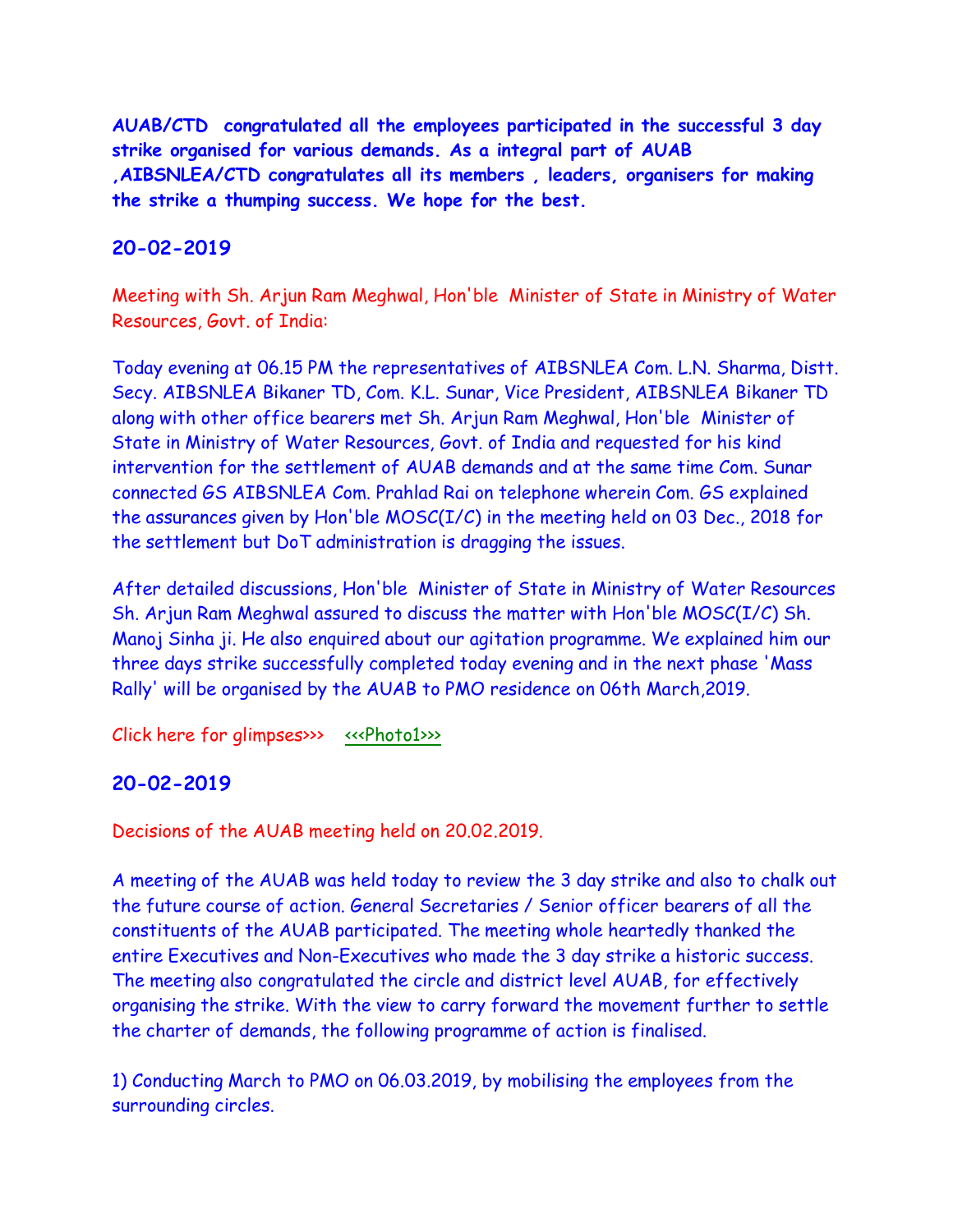**AUAB/CTD congratulated all the employees participated in the successful 3 day strike organised for various demands. As a integral part of AUAB ,AIBSNLEA/CTD congratulates all its members , leaders, organisers for making the strike a thumping success. We hope for the best.**

## 20-02-2019

Meeting with Sh. Arjun Ram Meghwal, Hon'ble Minister of State in Ministry of Water Resources, Govt. of India:

Today evening at 06.15 PM the representatives of AIBSNLEA Com. L.N. Sharma, Distt. Secy. AIBSNLEA Bikaner TD, Com. K.L. Sunar, Vice President, AIBSNLEA Bikaner TD along with other office bearers met Sh. Arjun Ram Meghwal, Hon'ble Minister of State in Ministry of Water Resources, Govt. of India and requested for his kind intervention for the settlement of AUAB demands and at the same time Com. Sunar connected GS AIBSNLEA Com. Prahlad Rai on telephone wherein Com. GS explained the assurances given by Hon'ble MOSC(I/C) in the meeting held on 03 Dec., 2018 for the settlement but DoT administration is dragging the issues.

After detailed discussions, Hon'ble Minister of State in Ministry of Water Resources Sh. Arjun Ram Meghwal assured to discuss the matter with Hon'ble MOSC(I/C) Sh. Manoj Sinha ji. He also enquired about our agitation programme. We explained him our three days strike successfully completed today evening and in the next phase 'Mass Rally' will be organised by the AUAB to PMO residence on 06th March,2019.

Click here for glimpses>>> <<<Photo1>>>

## 20-02-2019

Decisions of the AUAB meeting held on 20.02.2019.

A meeting of the AUAB was held today to review the 3 day strike and also to chalk out the future course of action. General Secretaries / Senior officer bearers of all the constituents of the AUAB participated. The meeting whole heartedly thanked the entire Executives and Non-Executives who made the 3 day strike a historic success. The meeting also congratulated the circle and district level AUAB, for effectively organising the strike. With the view to carry forward the movement further to settle the charter of demands, the following programme of action is finalised.

1) Conducting March to PMO on 06.03.2019, by mobilising the employees from the surrounding circles.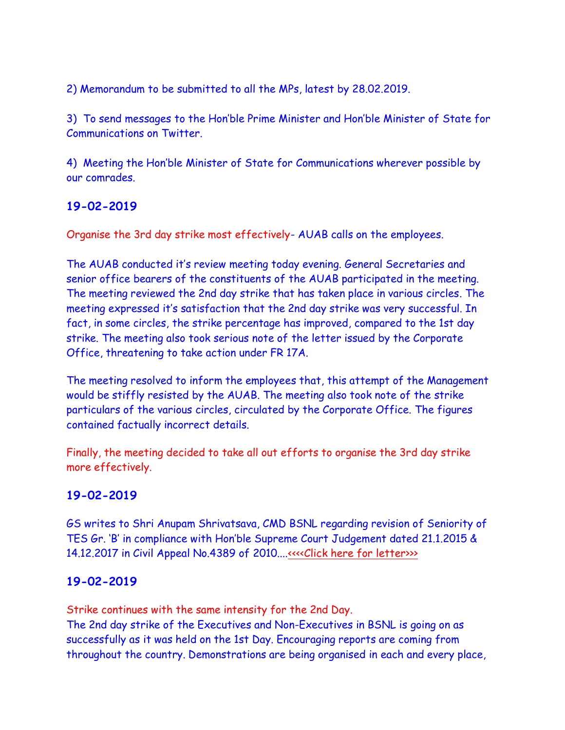2) Memorandum to be submitted to all the MPs, latest by 28.02.2019.

3) To send messages to the Hon'ble Prime Minister and Hon'ble Minister of State for Communications on Twitter.

4) Meeting the Hon'ble Minister of State for Communications wherever possible by our comrades.

### 19-02-2019

Organise the 3rd day strike most effectively- AUAB calls on the employees.

The AUAB conducted it's review meeting today evening. General Secretaries and senior office bearers of the constituents of the AUAB participated in the meeting. The meeting reviewed the 2nd day strike that has taken place in various circles. The meeting expressed it's satisfaction that the 2nd day strike was very successful. In fact, in some circles, the strike percentage has improved, compared to the 1st day strike. The meeting also took serious note of the letter issued by the Corporate Office, threatening to take action under FR 17A.

The meeting resolved to inform the employees that, this attempt of the Management would be stiffly resisted by the AUAB. The meeting also took note of the strike particulars of the various circles, circulated by the Corporate Office. The figures contained factually incorrect details.

Finally, the meeting decided to take all out efforts to organise the 3rd day strike more effectively.

### 19-02-2019

GS writes to Shri Anupam Shrivatsava, CMD BSNL regarding revision of Seniority of TES Gr. 'B' in compliance with Hon'ble Supreme Court Judgement dated 21.1.2015 & 14.12.2017 in Civil Appeal No.4389 of 2010....<<<<Click here for letter>>>

### 19-02-2019

Strike continues with the same intensity for the 2nd Day.
The 2nd day strike of the Executives and Non-Executives in BSNL is going on as successfully as it was held on the 1st Day. Encouraging reports are coming from throughout the country. Demonstrations are being organised in each and every place,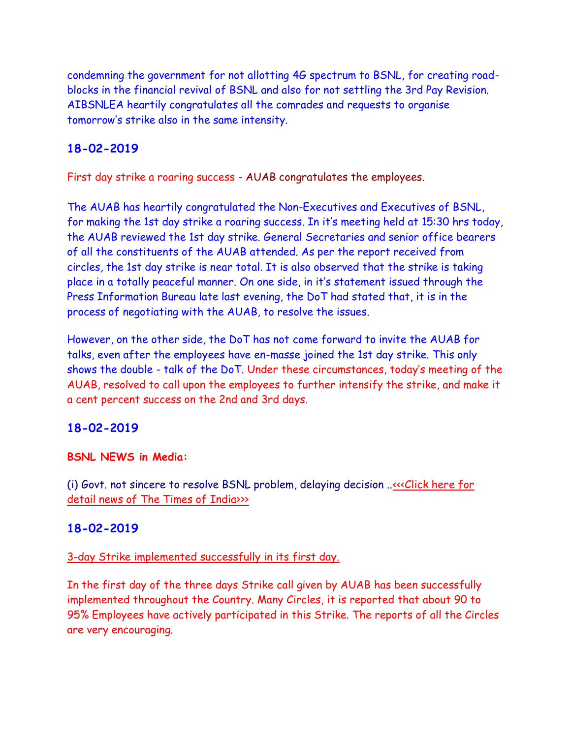condemning the government for not allotting 4G spectrum to BSNL, for creating road-blocks in the financial revival of BSNL and also for not settling the 3rd Pay Revision. AIBSNLEA heartily congratulates all the comrades and requests to organise tomorrow's strike also in the same intensity.

## 18-02-2019

First day strike a roaring success - AUAB congratulates the employees.

The AUAB has heartily congratulated the Non-Executives and Executives of BSNL, for making the 1st day strike a roaring success. In it's meeting held at 15:30 hrs today, the AUAB reviewed the 1st day strike. General Secretaries and senior office bearers of all the constituents of the AUAB attended. As per the report received from circles, the 1st day strike is near total. It is also observed that the strike is taking place in a totally peaceful manner. On one side, in it's statement issued through the Press Information Bureau late last evening, the DoT had stated that, it is in the process of negotiating with the AUAB, to resolve the issues.

However, on the other side, the DoT has not come forward to invite the AUAB for talks, even after the employees have en-masse joined the 1st day strike. This only shows the double - talk of the DoT. Under these circumstances, today's meeting of the AUAB, resolved to call upon the employees to further intensify the strike, and make it a cent percent success on the 2nd and 3rd days.

## 18-02-2019

**BSNL NEWS in Media:**

(i) Govt. not sincere to resolve BSNL problem, delaying decision ..<<<Click here for detail news of The Times of India>>>

## 18-02-2019

3-day Strike implemented successfully in its first day.

In the first day of the three days Strike call given by AUAB has been successfully implemented throughout the Country. Many Circles, it is reported that about 90 to 95% Employees have actively participated in this Strike. The reports of all the Circles are very encouraging.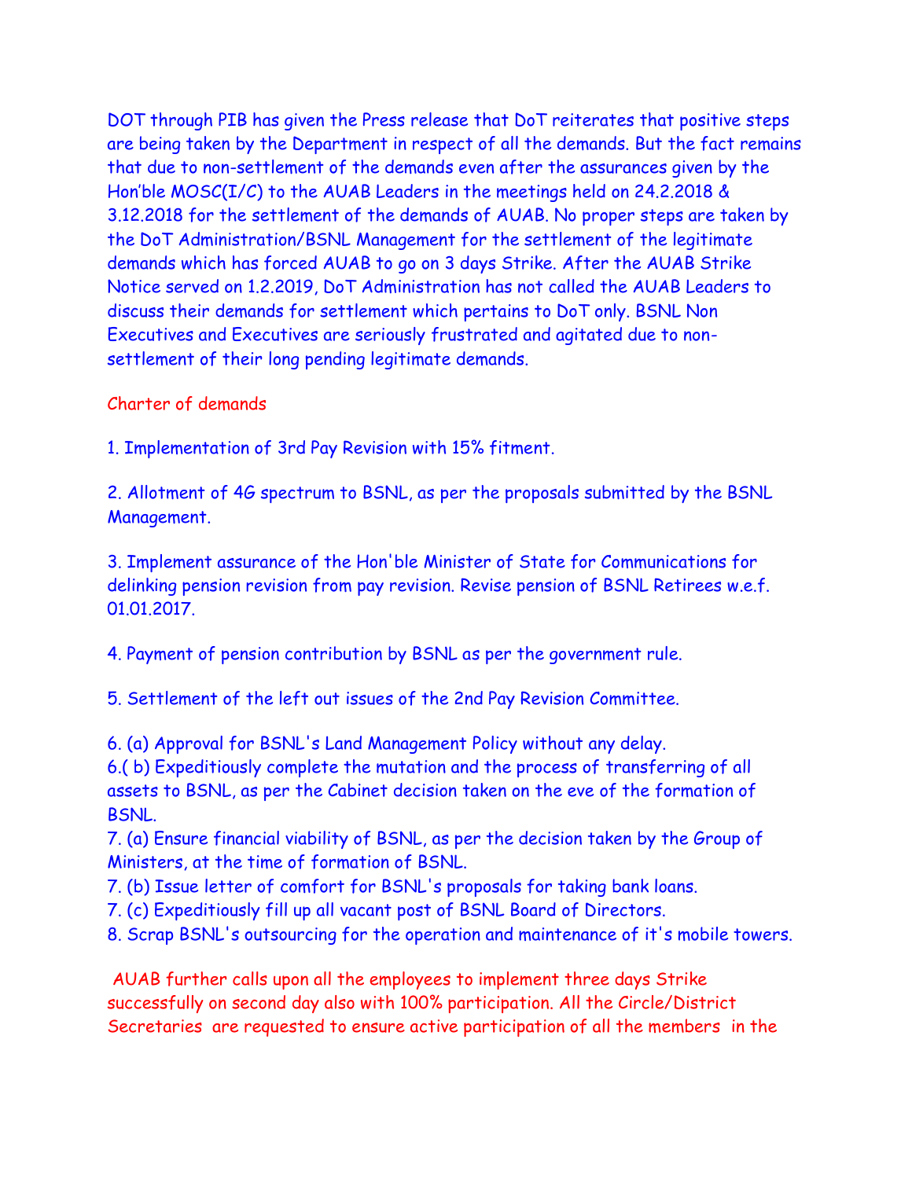DOT through PIB has given the Press release that DoT reiterates that positive steps are being taken by the Department in respect of all the demands. But the fact remains that due to non-settlement of the demands even after the assurances given by the Hon'ble MOSC(I/C) to the AUAB Leaders in the meetings held on 24.2.2018 & 3.12.2018 for the settlement of the demands of AUAB. No proper steps are taken by the DoT Administration/BSNL Management for the settlement of the legitimate demands which has forced AUAB to go on 3 days Strike. After the AUAB Strike Notice served on 1.2.2019, DoT Administration has not called the AUAB Leaders to discuss their demands for settlement which pertains to DoT only. BSNL Non Executives and Executives are seriously frustrated and agitated due to non-settlement of their long pending legitimate demands.

Charter of demands

1. Implementation of 3rd Pay Revision with 15% fitment.

2. Allotment of 4G spectrum to BSNL, as per the proposals submitted by the BSNL Management.

3. Implement assurance of the Hon'ble Minister of State for Communications for delinking pension revision from pay revision. Revise pension of BSNL Retirees w.e.f. 01.01.2017.

4. Payment of pension contribution by BSNL as per the government rule.

5. Settlement of the left out issues of the 2nd Pay Revision Committee.

6. (a) Approval for BSNL's Land Management Policy without any delay.
6.( b) Expeditiously complete the mutation and the process of transferring of all assets to BSNL, as per the Cabinet decision taken on the eve of the formation of BSNL.
7. (a) Ensure financial viability of BSNL, as per the decision taken by the Group of Ministers, at the time of formation of BSNL.
7. (b) Issue letter of comfort for BSNL's proposals for taking bank loans.
7. (c) Expeditiously fill up all vacant post of BSNL Board of Directors.
8. Scrap BSNL's outsourcing for the operation and maintenance of it's mobile towers.

AUAB further calls upon all the employees to implement three days Strike successfully on second day also with 100% participation. All the Circle/District Secretaries are requested to ensure active participation of all the members in the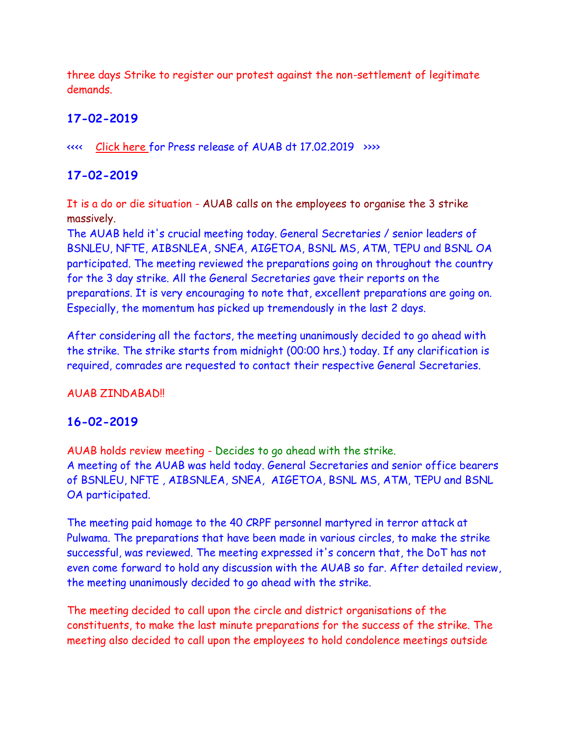three days Strike to register our protest against the non-settlement of legitimate demands.

## 17-02-2019

<<<< Click here for Press release of AUAB dt 17.02.2019 >>>>

## 17-02-2019

It is a do or die situation - AUAB calls on the employees to organise the 3 strike massively.

The AUAB held it's crucial meeting today. General Secretaries / senior leaders of BSNLEU, NFTE, AIBSNLEA, SNEA, AIGETOA, BSNL MS, ATM, TEPU and BSNL OA participated. The meeting reviewed the preparations going on throughout the country for the 3 day strike. All the General Secretaries gave their reports on the preparations. It is very encouraging to note that, excellent preparations are going on. Especially, the momentum has picked up tremendously in the last 2 days.

After considering all the factors, the meeting unanimously decided to go ahead with the strike. The strike starts from midnight (00:00 hrs.) today. If any clarification is required, comrades are requested to contact their respective General Secretaries.

AUAB ZINDABAD!!

## 16-02-2019

AUAB holds review meeting - Decides to go ahead with the strike.

A meeting of the AUAB was held today. General Secretaries and senior office bearers of BSNLEU, NFTE , AIBSNLEA, SNEA, AIGETOA, BSNL MS, ATM, TEPU and BSNL OA participated.

The meeting paid homage to the 40 CRPF personnel martyred in terror attack at Pulwama. The preparations that have been made in various circles, to make the strike successful, was reviewed. The meeting expressed it's concern that, the DoT has not even come forward to hold any discussion with the AUAB so far. After detailed review, the meeting unanimously decided to go ahead with the strike.

The meeting decided to call upon the circle and district organisations of the constituents, to make the last minute preparations for the success of the strike. The meeting also decided to call upon the employees to hold condolence meetings outside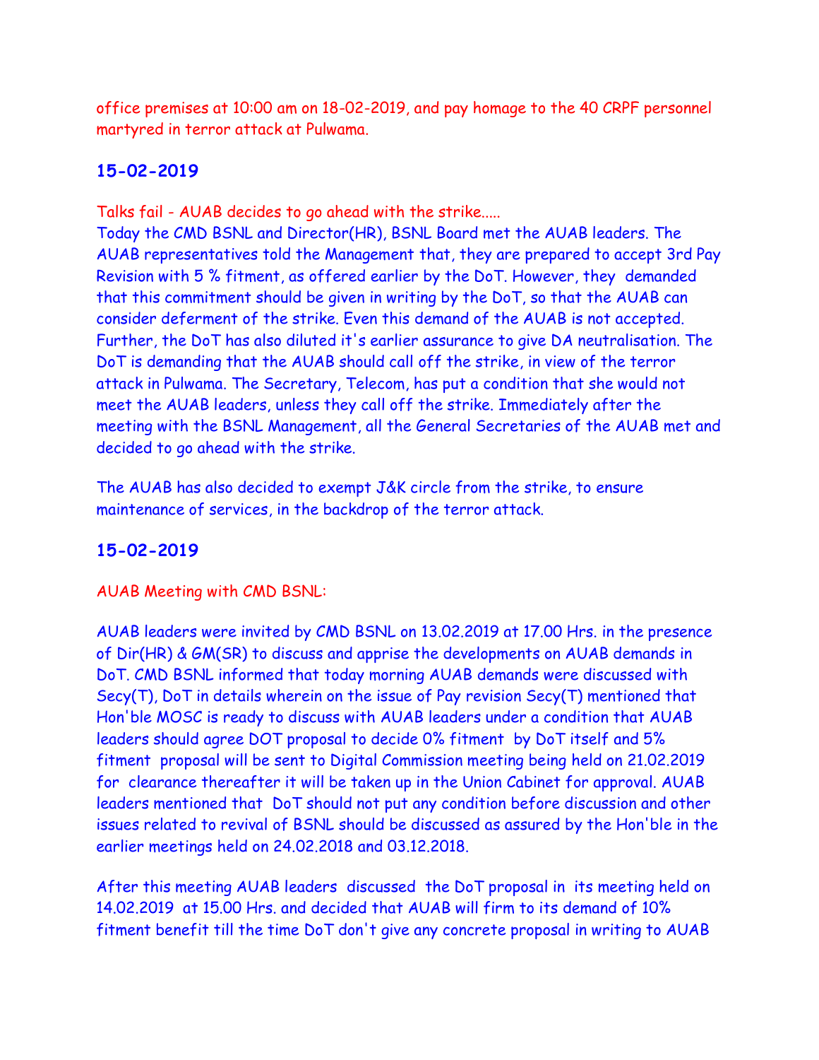office premises at 10:00 am on 18-02-2019, and pay homage to the 40 CRPF personnel martyred in terror attack at Pulwama.

## 15-02-2019

Talks fail - AUAB decides to go ahead with the strike.....

Today the CMD BSNL and Director(HR), BSNL Board met the AUAB leaders. The AUAB representatives told the Management that, they are prepared to accept 3rd Pay Revision with 5 % fitment, as offered earlier by the DoT. However, they demanded that this commitment should be given in writing by the DoT, so that the AUAB can consider deferment of the strike. Even this demand of the AUAB is not accepted. Further, the DoT has also diluted it's earlier assurance to give DA neutralisation. The DoT is demanding that the AUAB should call off the strike, in view of the terror attack in Pulwama. The Secretary, Telecom, has put a condition that she would not meet the AUAB leaders, unless they call off the strike. Immediately after the meeting with the BSNL Management, all the General Secretaries of the AUAB met and decided to go ahead with the strike.

The AUAB has also decided to exempt J&K circle from the strike, to ensure maintenance of services, in the backdrop of the terror attack.

## 15-02-2019

AUAB Meeting with CMD BSNL:

AUAB leaders were invited by CMD BSNL on 13.02.2019 at 17.00 Hrs. in the presence of Dir(HR) & GM(SR) to discuss and apprise the developments on AUAB demands in DoT. CMD BSNL informed that today morning AUAB demands were discussed with Secy(T), DoT in details wherein on the issue of Pay revision Secy(T) mentioned that Hon'ble MOSC is ready to discuss with AUAB leaders under a condition that AUAB leaders should agree DOT proposal to decide 0% fitment by DoT itself and 5% fitment proposal will be sent to Digital Commission meeting being held on 21.02.2019 for clearance thereafter it will be taken up in the Union Cabinet for approval. AUAB leaders mentioned that DoT should not put any condition before discussion and other issues related to revival of BSNL should be discussed as assured by the Hon'ble in the earlier meetings held on 24.02.2018 and 03.12.2018.

After this meeting AUAB leaders discussed the DoT proposal in its meeting held on 14.02.2019 at 15.00 Hrs. and decided that AUAB will firm to its demand of 10% fitment benefit till the time DoT don't give any concrete proposal in writing to AUAB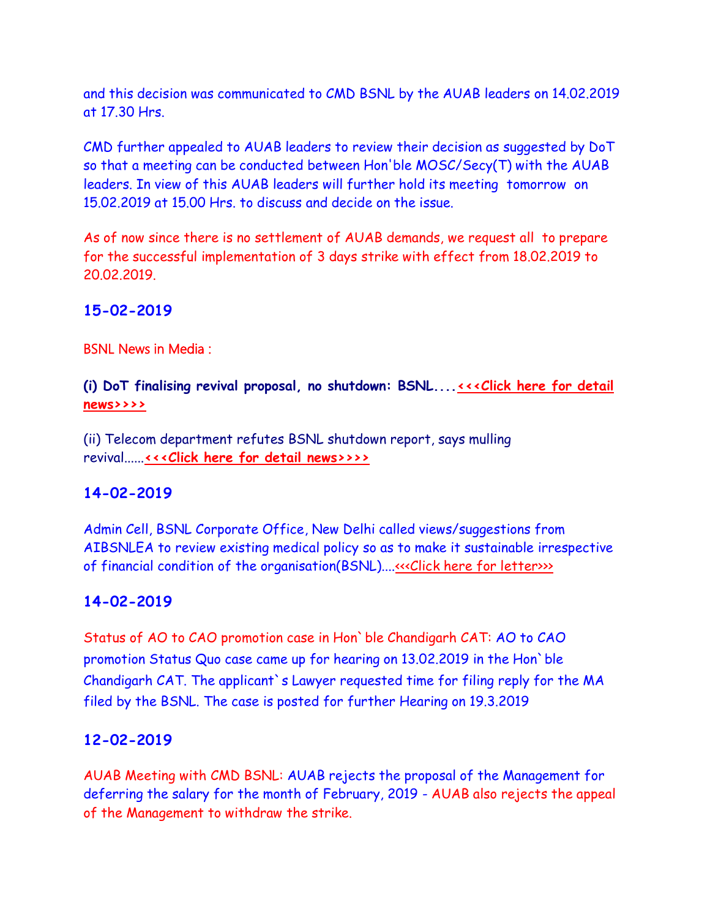and this decision was communicated to CMD BSNL by the AUAB leaders on 14.02.2019 at 17.30 Hrs.

CMD further appealed to AUAB leaders to review their decision as suggested by DoT so that a meeting can be conducted between Hon'ble MOSC/Secy(T) with the AUAB leaders. In view of this AUAB leaders will further hold its meeting tomorrow on 15.02.2019 at 15.00 Hrs. to discuss and decide on the issue.

As of now since there is no settlement of AUAB demands, we request all to prepare for the successful implementation of 3 days strike with effect from 18.02.2019 to 20.02.2019.

## 15-02-2019

BSNL News in Media :

**(i) DoT finalising revival proposal, no shutdown: BSNL....** **<<<Click here for detail news>>>>**

(ii) Telecom department refutes BSNL shutdown report, says mulling revival......**<<<Click here for detail news>>>>**

## 14-02-2019

Admin Cell, BSNL Corporate Office, New Delhi called views/suggestions from AIBSNLEA to review existing medical policy so as to make it sustainable irrespective of financial condition of the organisation(BSNL)....<<<Click here for letter>>>

## 14-02-2019

Status of AO to CAO promotion case in Hon`ble Chandigarh CAT: AO to CAO promotion Status Quo case came up for hearing on 13.02.2019 in the Hon`ble Chandigarh CAT. The applicant`s Lawyer requested time for filing reply for the MA filed by the BSNL. The case is posted for further Hearing on 19.3.2019

## 12-02-2019

AUAB Meeting with CMD BSNL: AUAB rejects the proposal of the Management for deferring the salary for the month of February, 2019 - AUAB also rejects the appeal of the Management to withdraw the strike.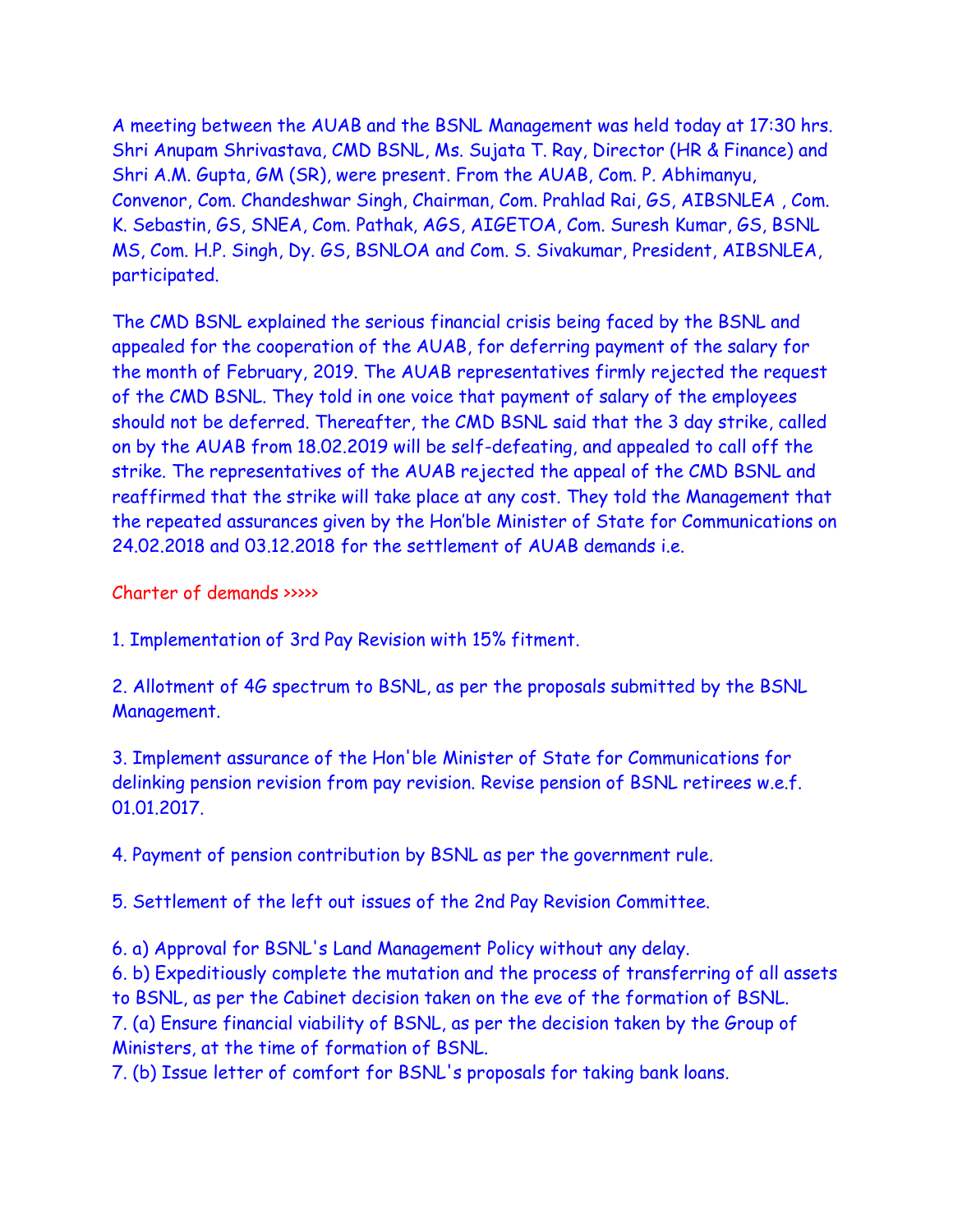A meeting between the AUAB and the BSNL Management was held today at 17:30 hrs. Shri Anupam Shrivastava, CMD BSNL, Ms. Sujata T. Ray, Director (HR & Finance) and Shri A.M. Gupta, GM (SR), were present. From the AUAB, Com. P. Abhimanyu, Convenor, Com. Chandeshwar Singh, Chairman, Com. Prahlad Rai, GS, AIBSNLEA , Com. K. Sebastin, GS, SNEA, Com. Pathak, AGS, AIGETOA, Com. Suresh Kumar, GS, BSNL MS, Com. H.P. Singh, Dy. GS, BSNLOA and Com. S. Sivakumar, President, AIBSNLEA, participated.

The CMD BSNL explained the serious financial crisis being faced by the BSNL and appealed for the cooperation of the AUAB, for deferring payment of the salary for the month of February, 2019. The AUAB representatives firmly rejected the request of the CMD BSNL. They told in one voice that payment of salary of the employees should not be deferred. Thereafter, the CMD BSNL said that the 3 day strike, called on by the AUAB from 18.02.2019 will be self-defeating, and appealed to call off the strike. The representatives of the AUAB rejected the appeal of the CMD BSNL and reaffirmed that the strike will take place at any cost. They told the Management that the repeated assurances given by the Hon'ble Minister of State for Communications on 24.02.2018 and 03.12.2018 for the settlement of AUAB demands i.e.

Charter of demands >>>>>

1. Implementation of 3rd Pay Revision with 15% fitment.

2. Allotment of 4G spectrum to BSNL, as per the proposals submitted by the BSNL Management.

3. Implement assurance of the Hon'ble Minister of State for Communications for delinking pension revision from pay revision. Revise pension of BSNL retirees w.e.f. 01.01.2017.

4. Payment of pension contribution by BSNL as per the government rule.

5. Settlement of the left out issues of the 2nd Pay Revision Committee.

6. a) Approval for BSNL's Land Management Policy without any delay.
6. b) Expeditiously complete the mutation and the process of transferring of all assets to BSNL, as per the Cabinet decision taken on the eve of the formation of BSNL.
7. (a) Ensure financial viability of BSNL, as per the decision taken by the Group of Ministers, at the time of formation of BSNL.
7. (b) Issue letter of comfort for BSNL's proposals for taking bank loans.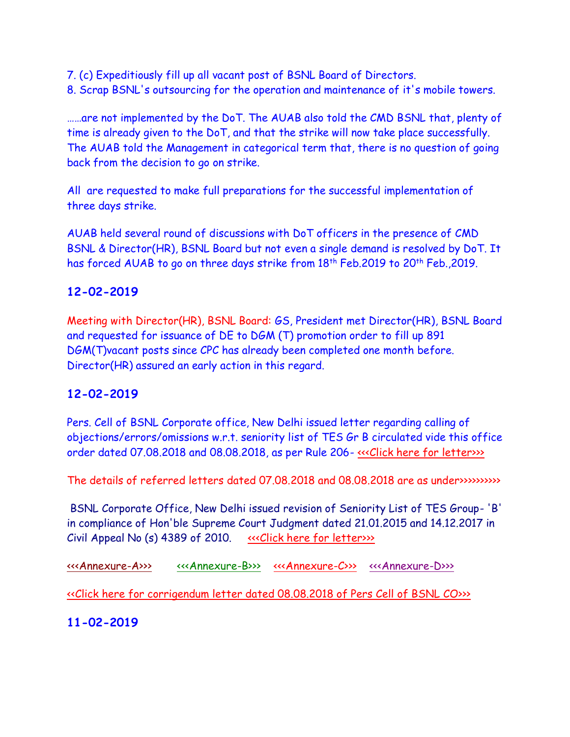7. (c) Expeditiously fill up all vacant post of BSNL Board of Directors.
8. Scrap BSNL's outsourcing for the operation and maintenance of it's mobile towers.

……are not implemented by the DoT. The AUAB also told the CMD BSNL that, plenty of time is already given to the DoT, and that the strike will now take place successfully. The AUAB told the Management in categorical term that, there is no question of going back from the decision to go on strike.

All are requested to make full preparations for the successful implementation of three days strike.

AUAB held several round of discussions with DoT officers in the presence of CMD BSNL & Director(HR), BSNL Board but not even a single demand is resolved by DoT. It has forced AUAB to go on three days strike from 18th Feb.2019 to 20th Feb.,2019.

## 12-02-2019

Meeting with Director(HR), BSNL Board: GS, President met Director(HR), BSNL Board and requested for issuance of DE to DGM (T) promotion order to fill up 891 DGM(T)vacant posts since CPC has already been completed one month before. Director(HR) assured an early action in this regard.

## 12-02-2019

Pers. Cell of BSNL Corporate office, New Delhi issued letter regarding calling of objections/errors/omissions w.r.t. seniority list of TES Gr B circulated vide this office order dated 07.08.2018 and 08.08.2018, as per Rule 206- <<<Click here for letter>>>

The details of referred letters dated 07.08.2018 and 08.08.2018 are as under>>>>>>>>>>>

BSNL Corporate Office, New Delhi issued revision of Seniority List of TES Group- 'B' in compliance of Hon'ble Supreme Court Judgment dated 21.01.2015 and 14.12.2017 in Civil Appeal No (s) 4389 of 2010. <<<Click here for letter>>>

<<<Annexure-A>>> <<<Annexure-B>>> <<<Annexure-C>>> <<<Annexure-D>>>

<<Click here for corrigendum letter dated 08.08.2018 of Pers Cell of BSNL CO>>>

## 11-02-2019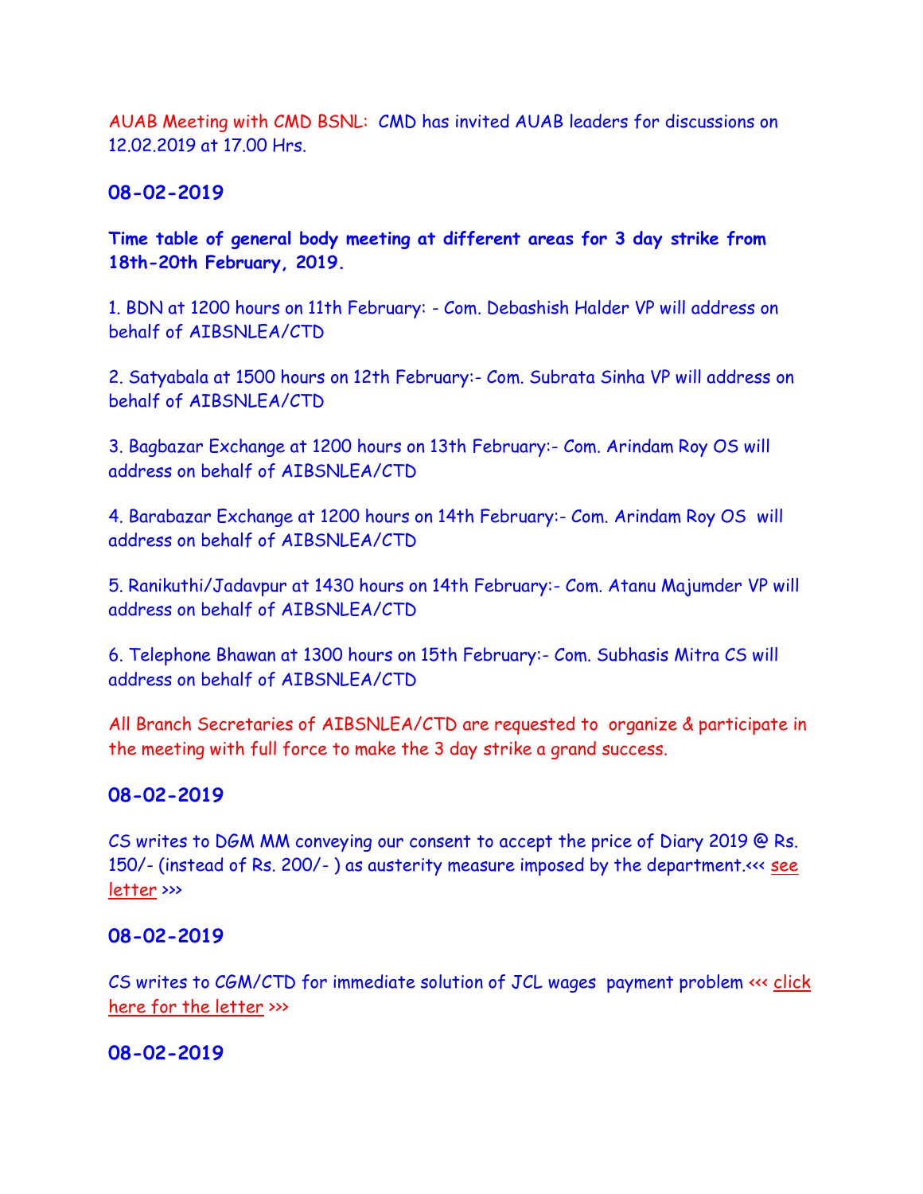AUAB Meeting with CMD BSNL: CMD has invited AUAB leaders for discussions on 12.02.2019 at 17.00 Hrs.

**08-02-2019**

**Time table of general body meeting at different areas for 3 day strike from 18th-20th February, 2019.**

1. BDN at 1200 hours on 11th February: - Com. Debashish Halder VP will address on behalf of AIBSNLEA/CTD

2. Satyabala at 1500 hours on 12th February:- Com. Subrata Sinha VP will address on behalf of AIBSNLEA/CTD

3. Bagbazar Exchange at 1200 hours on 13th February:- Com. Arindam Roy OS will address on behalf of AIBSNLEA/CTD

4. Barabazar Exchange at 1200 hours on 14th February:- Com. Arindam Roy OS will address on behalf of AIBSNLEA/CTD

5. Ranikuthi/Jadavpur at 1430 hours on 14th February:- Com. Atanu Majumder VP will address on behalf of AIBSNLEA/CTD

6. Telephone Bhawan at 1300 hours on 15th February:- Com. Subhasis Mitra CS will address on behalf of AIBSNLEA/CTD

All Branch Secretaries of AIBSNLEA/CTD are requested to organize & participate in the meeting with full force to make the 3 day strike a grand success.

**08-02-2019**

CS writes to DGM MM conveying our consent to accept the price of Diary 2019 @ Rs. 150/- (instead of Rs. 200/- ) as austerity measure imposed by the department.<<< see letter >>>

**08-02-2019**

CS writes to CGM/CTD for immediate solution of JCL wages payment problem <<< click here for the letter >>>

**08-02-2019**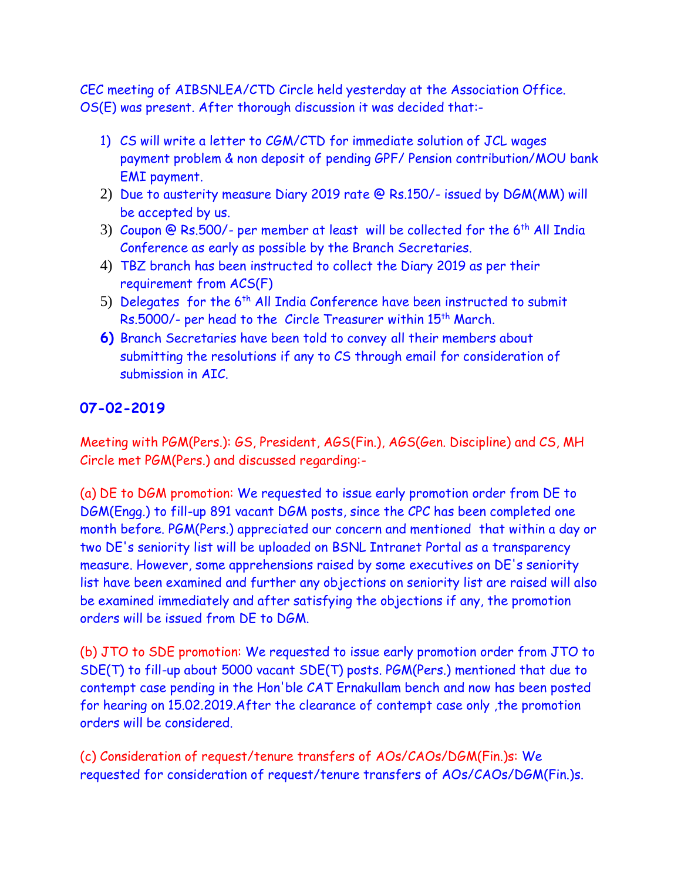CEC meeting of AIBSNLEA/CTD Circle held yesterday at the Association Office. OS(E) was present. After thorough discussion it was decided that:-

1) CS will write a letter to CGM/CTD for immediate solution of JCL wages payment problem & non deposit of pending GPF/ Pension contribution/MOU bank EMI payment.
2) Due to austerity measure Diary 2019 rate @ Rs.150/- issued by DGM(MM) will be accepted by us.
3) Coupon @ Rs.500/- per member at least will be collected for the 6th All India Conference as early as possible by the Branch Secretaries.
4) TBZ branch has been instructed to collect the Diary 2019 as per their requirement from ACS(F)
5) Delegates for the 6th All India Conference have been instructed to submit Rs.5000/- per head to the Circle Treasurer within 15th March.
6) Branch Secretaries have been told to convey all their members about submitting the resolutions if any to CS through email for consideration of submission in AIC.

## 07-02-2019

Meeting with PGM(Pers.): GS, President, AGS(Fin.), AGS(Gen. Discipline) and CS, MH Circle met PGM(Pers.) and discussed regarding:-

(a) DE to DGM promotion: We requested to issue early promotion order from DE to DGM(Engg.) to fill-up 891 vacant DGM posts, since the CPC has been completed one month before. PGM(Pers.) appreciated our concern and mentioned that within a day or two DE's seniority list will be uploaded on BSNL Intranet Portal as a transparency measure. However, some apprehensions raised by some executives on DE's seniority list have been examined and further any objections on seniority list are raised will also be examined immediately and after satisfying the objections if any, the promotion orders will be issued from DE to DGM.

(b) JTO to SDE promotion: We requested to issue early promotion order from JTO to SDE(T) to fill-up about 5000 vacant SDE(T) posts. PGM(Pers.) mentioned that due to contempt case pending in the Hon'ble CAT Ernakullam bench and now has been posted for hearing on 15.02.2019.After the clearance of contempt case only ,the promotion orders will be considered.

(c) Consideration of request/tenure transfers of AOs/CAOs/DGM(Fin.)s: We requested for consideration of request/tenure transfers of AOs/CAOs/DGM(Fin.)s.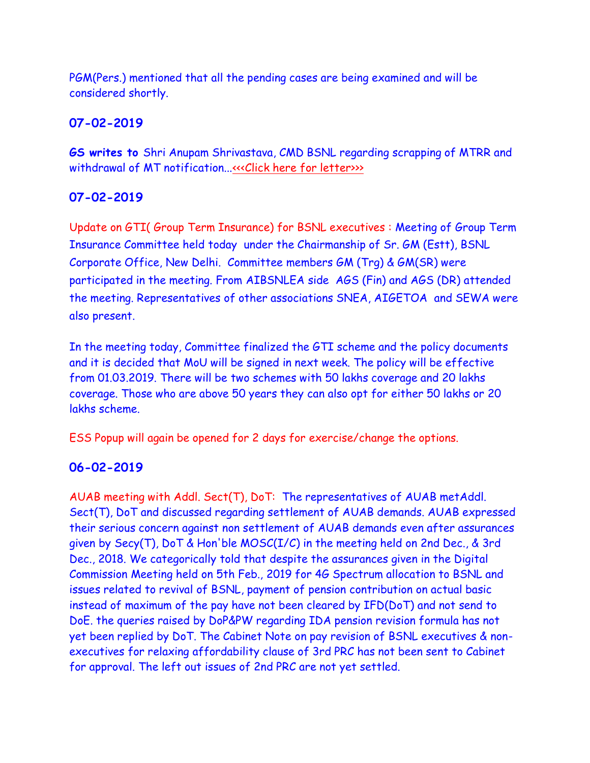PGM(Pers.) mentioned that all the pending cases are being examined and will be considered shortly.

## 07-02-2019

**GS writes to** Shri Anupam Shrivastava, CMD BSNL regarding scrapping of MTRR and withdrawal of MT notification...<<<Click here for letter>>>

## 07-02-2019

Update on GTI( Group Term Insurance) for BSNL executives : Meeting of Group Term Insurance Committee held today under the Chairmanship of Sr. GM (Estt), BSNL Corporate Office, New Delhi. Committee members GM (Trg) & GM(SR) were participated in the meeting. From AIBSNLEA side AGS (Fin) and AGS (DR) attended the meeting. Representatives of other associations SNEA, AIGETOA and SEWA were also present.

In the meeting today, Committee finalized the GTI scheme and the policy documents and it is decided that MoU will be signed in next week. The policy will be effective from 01.03.2019. There will be two schemes with 50 lakhs coverage and 20 lakhs coverage. Those who are above 50 years they can also opt for either 50 lakhs or 20 lakhs scheme.

ESS Popup will again be opened for 2 days for exercise/change the options.

## 06-02-2019

AUAB meeting with Addl. Sect(T), DoT: The representatives of AUAB metAddl. Sect(T), DoT and discussed regarding settlement of AUAB demands. AUAB expressed their serious concern against non settlement of AUAB demands even after assurances given by Secy(T), DoT & Hon'ble MOSC(I/C) in the meeting held on 2nd Dec., & 3rd Dec., 2018. We categorically told that despite the assurances given in the Digital Commission Meeting held on 5th Feb., 2019 for 4G Spectrum allocation to BSNL and issues related to revival of BSNL, payment of pension contribution on actual basic instead of maximum of the pay have not been cleared by IFD(DoT) and not send to DoE. the queries raised by DoP&PW regarding IDA pension revision formula has not yet been replied by DoT. The Cabinet Note on pay revision of BSNL executives & non-executives for relaxing affordability clause of 3rd PRC has not been sent to Cabinet for approval. The left out issues of 2nd PRC are not yet settled.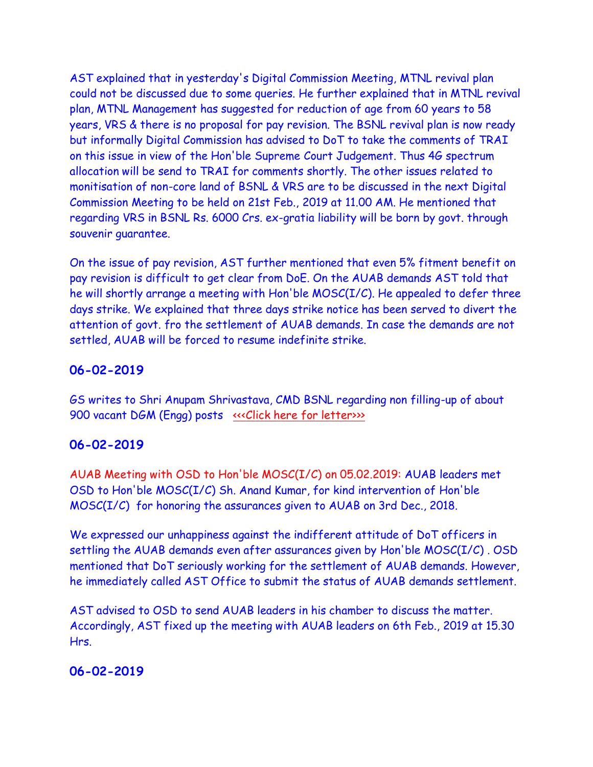AST explained that in yesterday's Digital Commission Meeting, MTNL revival plan could not be discussed due to some queries. He further explained that in MTNL revival plan, MTNL Management has suggested for reduction of age from 60 years to 58 years, VRS & there is no proposal for pay revision. The BSNL revival plan is now ready but informally Digital Commission has advised to DoT to take the comments of TRAI on this issue in view of the Hon'ble Supreme Court Judgement. Thus 4G spectrum allocation will be send to TRAI for comments shortly. The other issues related to monitisation of non-core land of BSNL & VRS are to be discussed in the next Digital Commission Meeting to be held on 21st Feb., 2019 at 11.00 AM. He mentioned that regarding VRS in BSNL Rs. 6000 Crs. ex-gratia liability will be born by govt. through souvenir guarantee.

On the issue of pay revision, AST further mentioned that even 5% fitment benefit on pay revision is difficult to get clear from DoE. On the AUAB demands AST told that he will shortly arrange a meeting with Hon'ble MOSC(I/C). He appealed to defer three days strike. We explained that three days strike notice has been served to divert the attention of govt. fro the settlement of AUAB demands. In case the demands are not settled, AUAB will be forced to resume indefinite strike.

## 06-02-2019

GS writes to Shri Anupam Shrivastava, CMD BSNL regarding non filling-up of about 900 vacant DGM (Engg) posts <<<Click here for letter>>>

## 06-02-2019

AUAB Meeting with OSD to Hon'ble MOSC(I/C) on 05.02.2019: AUAB leaders met OSD to Hon'ble MOSC(I/C) Sh. Anand Kumar, for kind intervention of Hon'ble MOSC(I/C) for honoring the assurances given to AUAB on 3rd Dec., 2018.

We expressed our unhappiness against the indifferent attitude of DoT officers in settling the AUAB demands even after assurances given by Hon'ble MOSC(I/C) . OSD mentioned that DoT seriously working for the settlement of AUAB demands. However, he immediately called AST Office to submit the status of AUAB demands settlement.

AST advised to OSD to send AUAB leaders in his chamber to discuss the matter. Accordingly, AST fixed up the meeting with AUAB leaders on 6th Feb., 2019 at 15.30 Hrs.

## 06-02-2019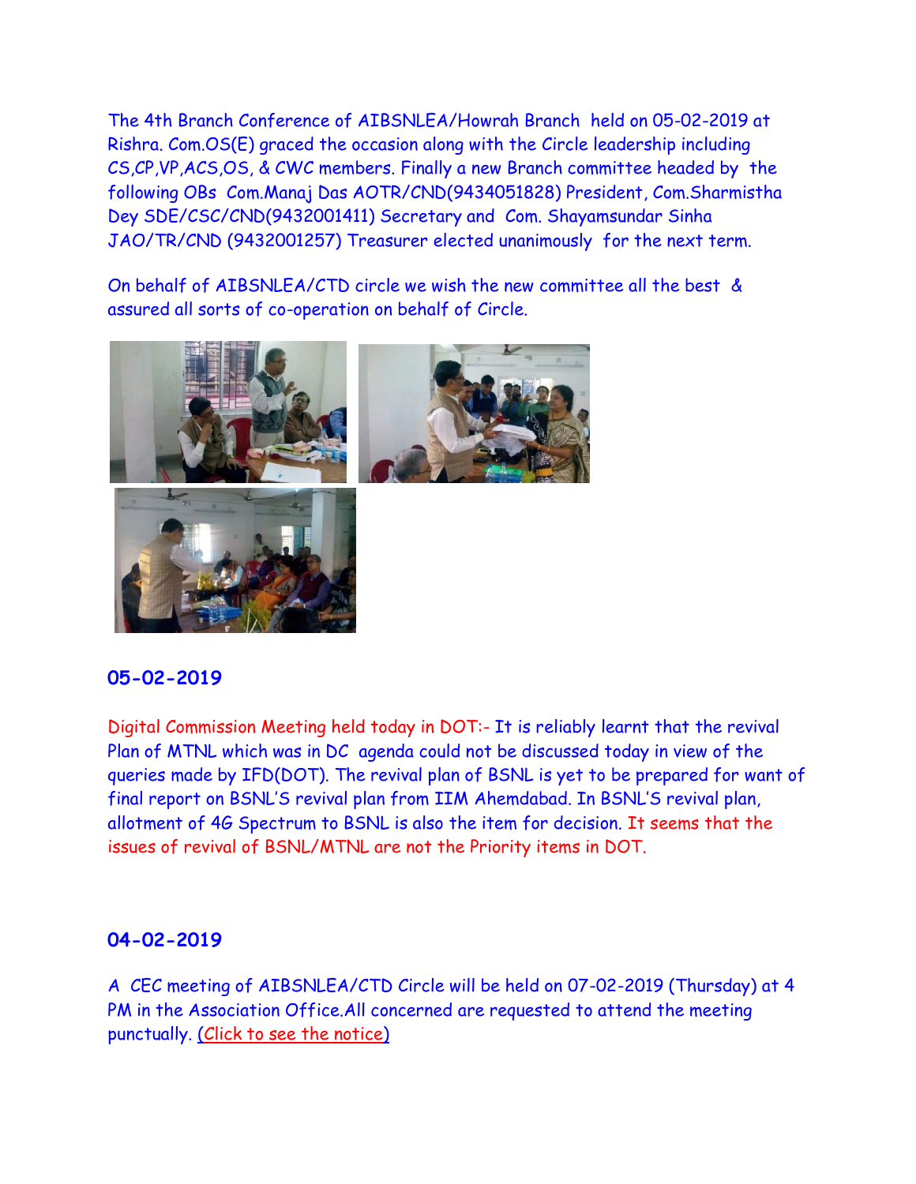The 4th Branch Conference of AIBSNLEA/Howrah Branch held on 05-02-2019 at Rishra. Com.OS(E) graced the occasion along with the Circle leadership including CS,CP,VP,ACS,OS, & CWC members. Finally a new Branch committee headed by the following OBs Com.Manaj Das AOTR/CND(9434051828) President, Com.Sharmistha Dey SDE/CSC/CND(9432001411) Secretary and Com. Shayamsundar Sinha JAO/TR/CND (9432001257) Treasurer elected unanimously for the next term.

On behalf of AIBSNLEA/CTD circle we wish the new committee all the best & assured all sorts of co-operation on behalf of Circle.

## 05-02-2019

Digital Commission Meeting held today in DOT:- It is reliably learnt that the revival Plan of MTNL which was in DC agenda could not be discussed today in view of the queries made by IFD(DOT). The revival plan of BSNL is yet to be prepared for want of final report on BSNL'S revival plan from IIM Ahemdabad. In BSNL'S revival plan, allotment of 4G Spectrum to BSNL is also the item for decision. It seems that the issues of revival of BSNL/MTNL are not the Priority items in DOT.

## 04-02-2019

A CEC meeting of AIBSNLEA/CTD Circle will be held on 07-02-2019 (Thursday) at 4 PM in the Association Office.All concerned are requested to attend the meeting punctually. (Click to see the notice)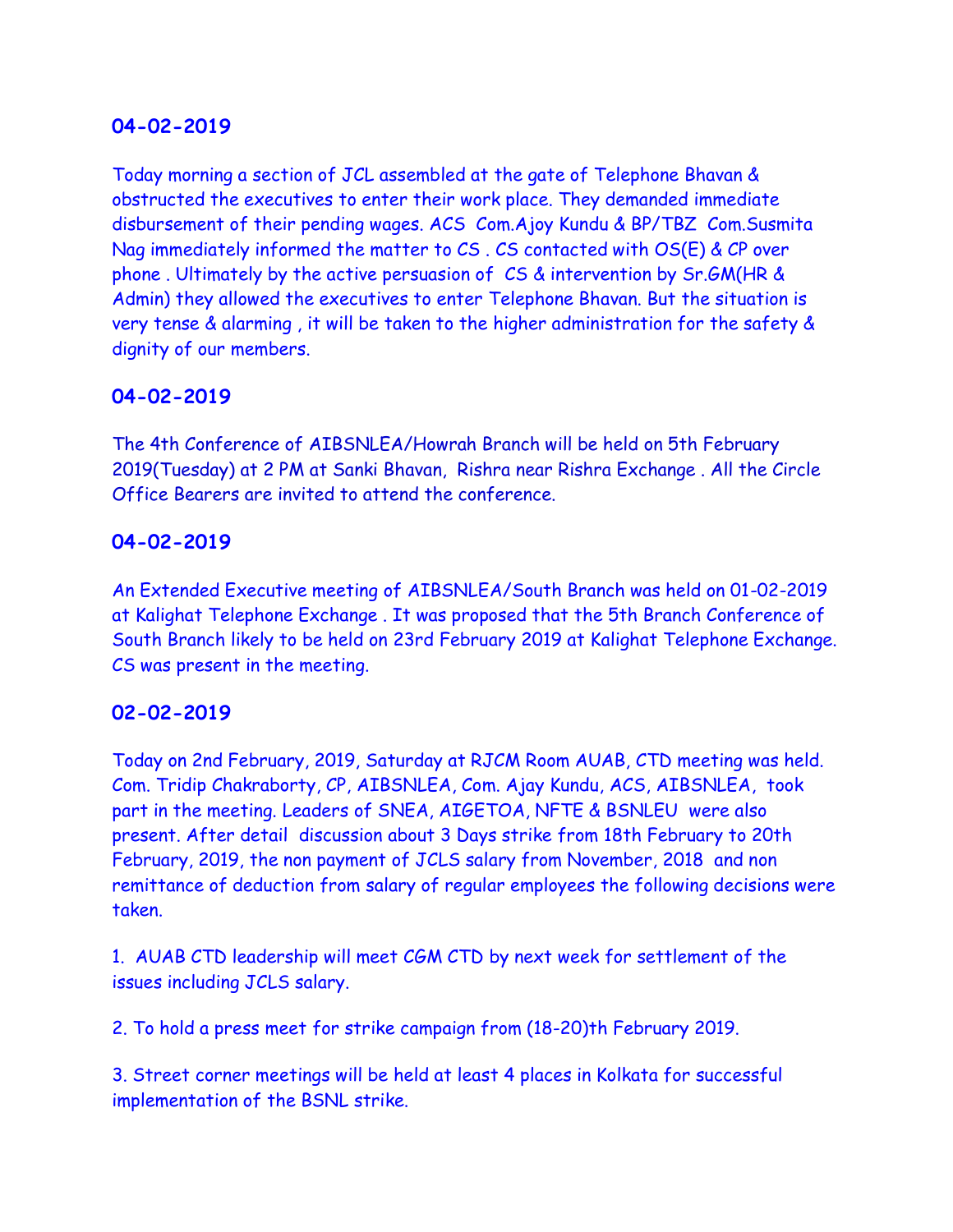## 04-02-2019

Today morning a section of JCL assembled at the gate of Telephone Bhavan & obstructed the executives to enter their work place. They demanded immediate disbursement of their pending wages. ACS Com.Ajoy Kundu & BP/TBZ Com.Susmita Nag immediately informed the matter to CS . CS contacted with OS(E) & CP over phone . Ultimately by the active persuasion of CS & intervention by Sr.GM(HR & Admin) they allowed the executives to enter Telephone Bhavan. But the situation is very tense & alarming , it will be taken to the higher administration for the safety & dignity of our members.

## 04-02-2019

The 4th Conference of AIBSNLEA/Howrah Branch will be held on 5th February 2019(Tuesday) at 2 PM at Sanki Bhavan, Rishra near Rishra Exchange . All the Circle Office Bearers are invited to attend the conference.

## 04-02-2019

An Extended Executive meeting of AIBSNLEA/South Branch was held on 01-02-2019 at Kalighat Telephone Exchange . It was proposed that the 5th Branch Conference of South Branch likely to be held on 23rd February 2019 at Kalighat Telephone Exchange. CS was present in the meeting.

## 02-02-2019

Today on 2nd February, 2019, Saturday at RJCM Room AUAB, CTD meeting was held. Com. Tridip Chakraborty, CP, AIBSNLEA, Com. Ajay Kundu, ACS, AIBSNLEA, took part in the meeting. Leaders of SNEA, AIGETOA, NFTE & BSNLEU were also present. After detail discussion about 3 Days strike from 18th February to 20th February, 2019, the non payment of JCLS salary from November, 2018 and non remittance of deduction from salary of regular employees the following decisions were taken.

1. AUAB CTD leadership will meet CGM CTD by next week for settlement of the issues including JCLS salary.

2. To hold a press meet for strike campaign from (18-20)th February 2019.

3. Street corner meetings will be held at least 4 places in Kolkata for successful implementation of the BSNL strike.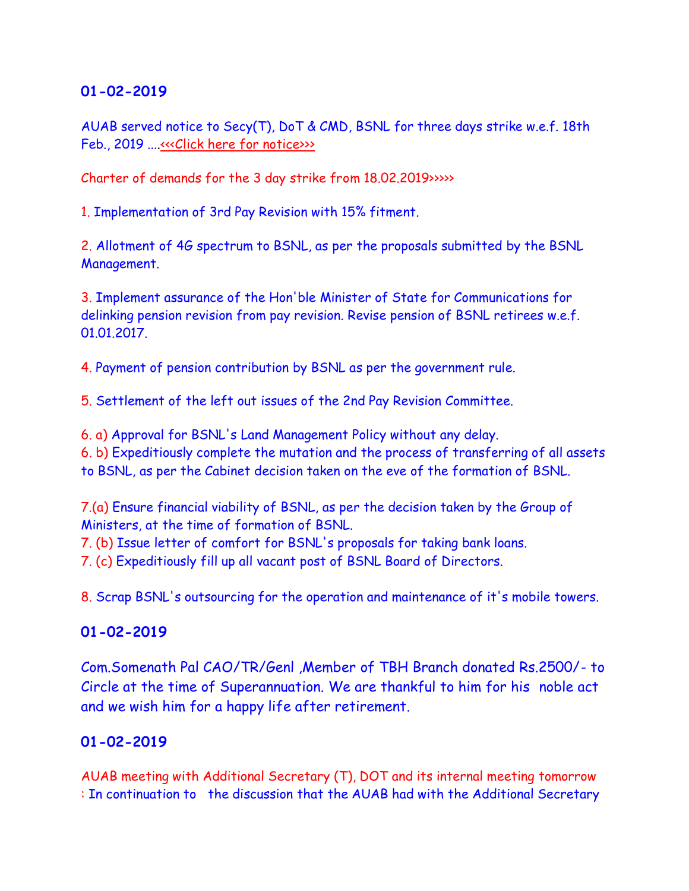## 01-02-2019

AUAB served notice to Secy(T), DoT & CMD, BSNL for three days strike w.e.f. 18th Feb., 2019 ....<<<Click here for notice>>>

Charter of demands for the 3 day strike from 18.02.2019>>>>>

1. Implementation of 3rd Pay Revision with 15% fitment.

2. Allotment of 4G spectrum to BSNL, as per the proposals submitted by the BSNL Management.

3. Implement assurance of the Hon'ble Minister of State for Communications for delinking pension revision from pay revision. Revise pension of BSNL retirees w.e.f. 01.01.2017.

4. Payment of pension contribution by BSNL as per the government rule.

5. Settlement of the left out issues of the 2nd Pay Revision Committee.

6. a) Approval for BSNL's Land Management Policy without any delay.
6. b) Expeditiously complete the mutation and the process of transferring of all assets to BSNL, as per the Cabinet decision taken on the eve of the formation of BSNL.

7.(a) Ensure financial viability of BSNL, as per the decision taken by the Group of Ministers, at the time of formation of BSNL.
7. (b) Issue letter of comfort for BSNL's proposals for taking bank loans.
7. (c) Expeditiously fill up all vacant post of BSNL Board of Directors.

8. Scrap BSNL's outsourcing for the operation and maintenance of it's mobile towers.

## 01-02-2019

Com.Somenath Pal CAO/TR/Genl ,Member of TBH Branch donated Rs.2500/- to Circle at the time of Superannuation. We are thankful to him for his noble act and we wish him for a happy life after retirement.

## 01-02-2019

AUAB meeting with Additional Secretary (T), DOT and its internal meeting tomorrow : In continuation to the discussion that the AUAB had with the Additional Secretary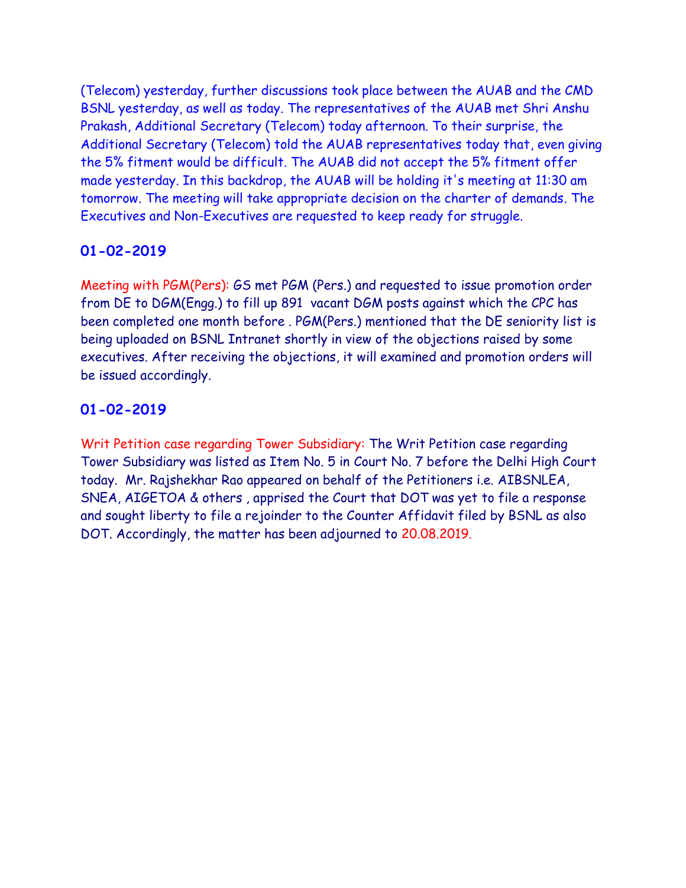(Telecom) yesterday, further discussions took place between the AUAB and the CMD BSNL yesterday, as well as today. The representatives of the AUAB met Shri Anshu Prakash, Additional Secretary (Telecom) today afternoon. To their surprise, the Additional Secretary (Telecom) told the AUAB representatives today that, even giving the 5% fitment would be difficult. The AUAB did not accept the 5% fitment offer made yesterday. In this backdrop, the AUAB will be holding it's meeting at 11:30 am tomorrow. The meeting will take appropriate decision on the charter of demands. The Executives and Non-Executives are requested to keep ready for struggle.

### 01-02-2019

Meeting with PGM(Pers): GS met PGM (Pers.) and requested to issue promotion order from DE to DGM(Engg.) to fill up 891 vacant DGM posts against which the CPC has been completed one month before . PGM(Pers.) mentioned that the DE seniority list is being uploaded on BSNL Intranet shortly in view of the objections raised by some executives. After receiving the objections, it will examined and promotion orders will be issued accordingly.

### 01-02-2019

Writ Petition case regarding Tower Subsidiary: The Writ Petition case regarding Tower Subsidiary was listed as Item No. 5 in Court No. 7 before the Delhi High Court today. Mr. Rajshekhar Rao appeared on behalf of the Petitioners i.e. AIBSNLEA, SNEA, AIGETOA & others , apprised the Court that DOT was yet to file a response and sought liberty to file a rejoinder to the Counter Affidavit filed by BSNL as also DOT. Accordingly, the matter has been adjourned to 20.08.2019.